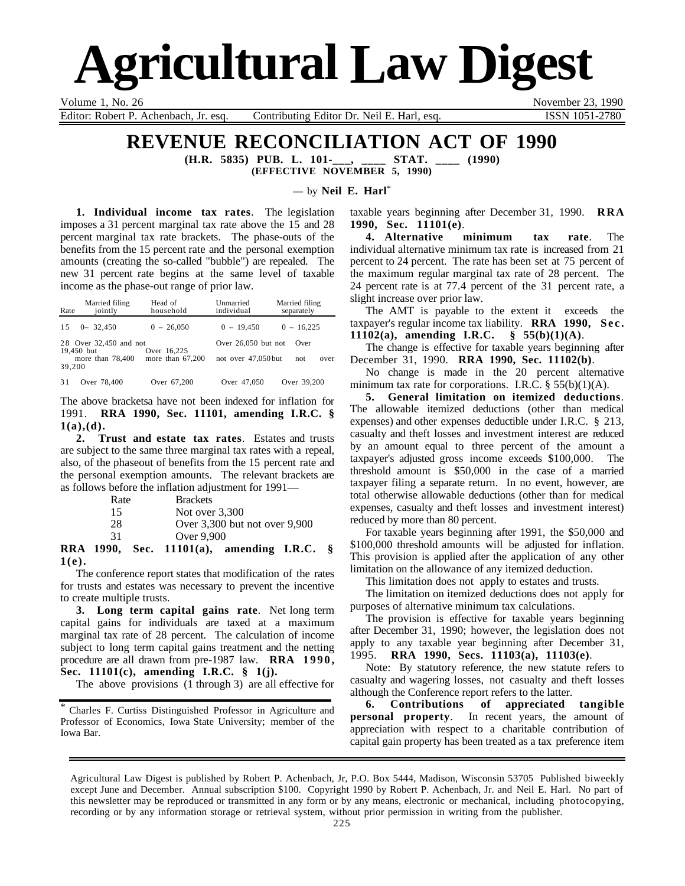# Agricultural Law Digest

Volume 1, No. 26 — November 23, 1990

Editor: Robert P. Achenbach, Jr. esq. Contributing Editor Dr. Neil E. Harl, esq. ISSN 1051-2780

## REVENUE RECONCILIATION ACT OF 1990

**(H.R. 5835) PUB. L. 101-___, ____ STAT. ____ (1990)**
**(EFFECTIVE NOVEMBER 5, 1990)**

— by **Neil E. Harl**[*]

**1. Individual income tax rates**. The legislation imposes a 31 percent marginal tax rate above the 15 and 28 percent marginal tax rate brackets. The phase-outs of the benefits from the 15 percent rate and the personal exemption amounts (creating the so-called "bubble") are repealed. The new 31 percent rate begins at the same level of taxable income as the phase-out range of prior law.

| Rate | Married filing jointly | Head of household | Unmarried individual | Married filing separately |
|---|---|---|---|---|
| 15 | 0– 32,450 | 0 – 26,050 | 0 – 19,450 | 0 – 16,225 |
| 28 | Over 32,450 and not more than 78,400 | Over 26,050 but not more than 67,200 | Over 19,450 but not over 47,050 | Over 16,225 but not over 39,200 |
| 31 | Over 78,400 | Over 67,200 | Over 47,050 | Over 39,200 |

The above bracketsa have not been indexed for inflation for 1991. **RRA 1990, Sec. 11101, amending I.R.C. § 1(a),(d).**

**2. Trust and estate tax rates**. Estates and trusts are subject to the same three marginal tax rates with a repeal, also, of the phaseout of benefits from the 15 percent rate and the personal exemption amounts. The relevant brackets are as follows before the inflation adjustment for 1991—

| Rate | Brackets |
|---|---|
| 15 | Not over 3,300 |
| 28 | Over 3,300 but not over 9,900 |
| 31 | Over 9,900 |

**RRA 1990, Sec. 11101(a), amending I.R.C. § 1(e).**

The conference report states that modification of the rates for trusts and estates was necessary to prevent the incentive to create multiple trusts.

**3. Long term capital gains rate**. Net long term capital gains for individuals are taxed at a maximum marginal tax rate of 28 percent. The calculation of income subject to long term capital gains treatment and the netting procedure are all drawn from pre-1987 law. **RRA 1990, Sec. 11101(c), amending I.R.C. § 1(j).**

The above provisions (1 through 3) are all effective for taxable years beginning after December 31, 1990. **RRA 1990, Sec. 11101(e)**.

**4. Alternative minimum tax rate**. The individual alternative minimum tax rate is increased from 21 percent to 24 percent. The rate has been set at 75 percent of the maximum regular marginal tax rate of 28 percent. The 24 percent rate is at 77.4 percent of the 31 percent rate, a slight increase over prior law.

The AMT is payable to the extent it exceeds the taxpayer's regular income tax liability. **RRA 1990, Sec. 11102(a), amending I.R.C. § 55(b)(1)(A)**.

The change is effective for taxable years beginning after December 31, 1990. **RRA 1990, Sec. 11102(b)**.

No change is made in the 20 percent alternative minimum tax rate for corporations. I.R.C. § 55(b)(1)(A).

**5. General limitation on itemized deductions**. The allowable itemized deductions (other than medical expenses) and other expenses deductible under I.R.C. § 213, casualty and theft losses and investment interest are reduced by an amount equal to three percent of the amount a taxpayer's adjusted gross income exceeds $100,000. The threshold amount is $50,000 in the case of a married taxpayer filing a separate return. In no event, however, are total otherwise allowable deductions (other than for medical expenses, casualty and theft losses and investment interest) reduced by more than 80 percent.

For taxable years beginning after 1991, the $50,000 and $100,000 threshold amounts will be adjusted for inflation. This provision is applied after the application of any other limitation on the allowance of any itemized deduction.

This limitation does not apply to estates and trusts.

The limitation on itemized deductions does not apply for purposes of alternative minimum tax calculations.

The provision is effective for taxable years beginning after December 31, 1990; however, the legislation does not apply to any taxable year beginning after December 31, 1995. **RRA 1990, Secs. 11103(a), 11103(e)**.

Note: By statutory reference, the new statute refers to casualty and wagering losses, not casualty and theft losses although the Conference report refers to the latter.

**6. Contributions of appreciated tangible personal property**. In recent years, the amount of appreciation with respect to a charitable contribution of capital gain property has been treated as a tax preference item

[*] Charles F. Curtiss Distinguished Professor in Agriculture and Professor of Economics, Iowa State University; member of the Iowa Bar.

Agricultural Law Digest is published by Robert P. Achenbach, Jr, P.O. Box 5444, Madison, Wisconsin 53705 Published biweekly except June and December. Annual subscription $100. Copyright 1990 by Robert P. Achenbach, Jr. and Neil E. Harl. No part of this newsletter may be reproduced or transmitted in any form or by any means, electronic or mechanical, including photocopying, recording or by any information storage or retrieval system, without prior permission in writing from the publisher.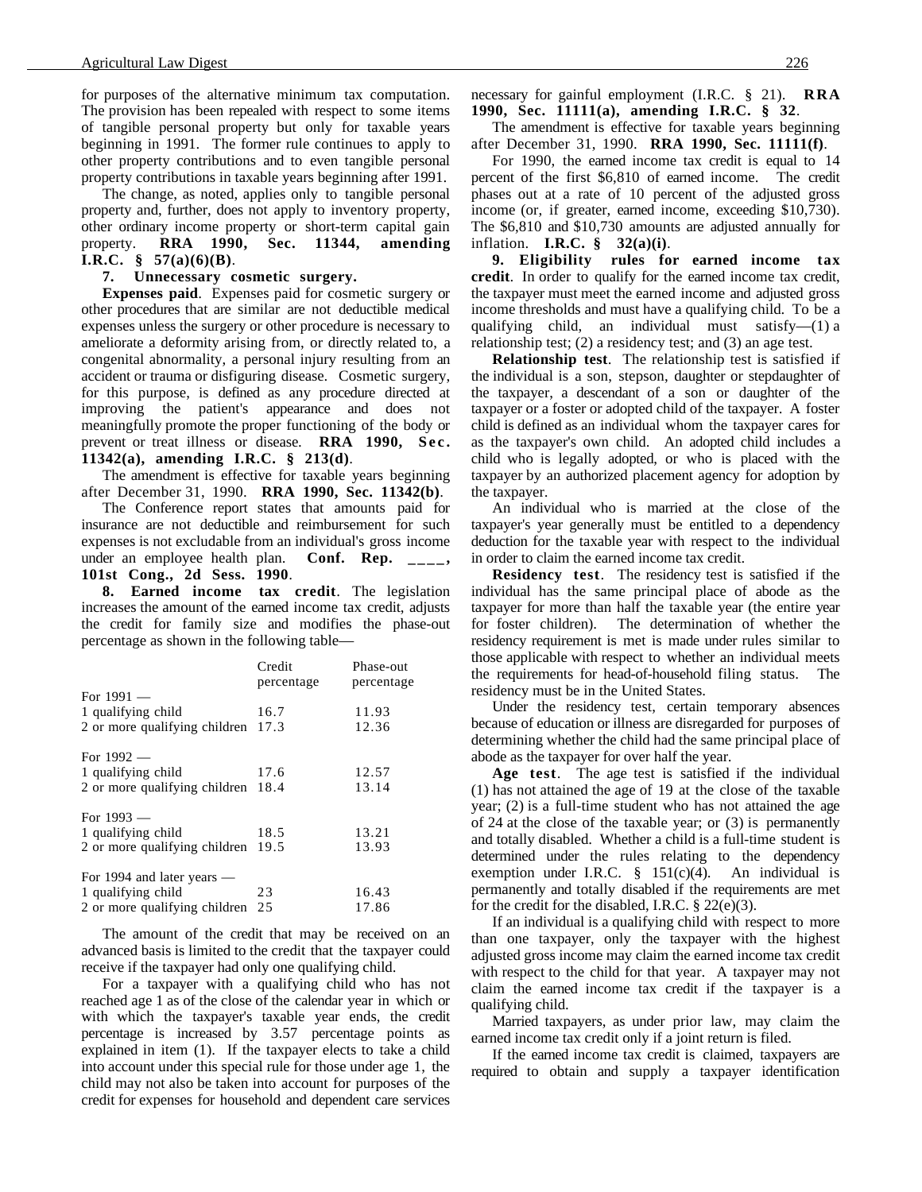for purposes of the alternative minimum tax computation. The provision has been repealed with respect to some items of tangible personal property but only for taxable years beginning in 1991. The former rule continues to apply to other property contributions and to even tangible personal property contributions in taxable years beginning after 1991.

The change, as noted, applies only to tangible personal property and, further, does not apply to inventory property, other ordinary income property or short-term capital gain property. **RRA 1990, Sec. 11344, amending I.R.C. § 57(a)(6)(B)**.

**7. Unnecessary cosmetic surgery.**

**Expenses paid**. Expenses paid for cosmetic surgery or other procedures that are similar are not deductible medical expenses unless the surgery or other procedure is necessary to ameliorate a deformity arising from, or directly related to, a congenital abnormality, a personal injury resulting from an accident or trauma or disfiguring disease. Cosmetic surgery, for this purpose, is defined as any procedure directed at improving the patient's appearance and does not meaningfully promote the proper functioning of the body or prevent or treat illness or disease. **RRA 1990, Sec. 11342(a), amending I.R.C. § 213(d)**.

The amendment is effective for taxable years beginning after December 31, 1990. **RRA 1990, Sec. 11342(b)**.

The Conference report states that amounts paid for insurance are not deductible and reimbursement for such expenses is not excludable from an individual's gross income under an employee health plan. **Conf. Rep. ____, 101st Cong., 2d Sess. 1990**.

**8. Earned income tax credit**. The legislation increases the amount of the earned income tax credit, adjusts the credit for family size and modifies the phase-out percentage as shown in the following table—

| | Credit percentage | Phase-out percentage |
|---|---|---|
| For 1991 — | | |
| 1 qualifying child | 16.7 | 11.93 |
| 2 or more qualifying children | 17.3 | 12.36 |
| For 1992 — | | |
| 1 qualifying child | 17.6 | 12.57 |
| 2 or more qualifying children | 18.4 | 13.14 |
| For 1993 — | | |
| 1 qualifying child | 18.5 | 13.21 |
| 2 or more qualifying children | 19.5 | 13.93 |
| For 1994 and later years — | | |
| 1 qualifying child | 23 | 16.43 |
| 2 or more qualifying children | 25 | 17.86 |

The amount of the credit that may be received on an advanced basis is limited to the credit that the taxpayer could receive if the taxpayer had only one qualifying child.

For a taxpayer with a qualifying child who has not reached age 1 as of the close of the calendar year in which or with which the taxpayer's taxable year ends, the credit percentage is increased by 3.57 percentage points as explained in item (1). If the taxpayer elects to take a child into account under this special rule for those under age 1, the child may not also be taken into account for purposes of the credit for expenses for household and dependent care services necessary for gainful employment (I.R.C. § 21). **RRA 1990, Sec. 11111(a), amending I.R.C. § 32**.

The amendment is effective for taxable years beginning after December 31, 1990. **RRA 1990, Sec. 11111(f)**.

For 1990, the earned income tax credit is equal to 14 percent of the first $6,810 of earned income. The credit phases out at a rate of 10 percent of the adjusted gross income (or, if greater, earned income, exceeding $10,730). The $6,810 and $10,730 amounts are adjusted annually for inflation. **I.R.C. § 32(a)(i)**.

**9. Eligibility rules for earned income tax credit**. In order to qualify for the earned income tax credit, the taxpayer must meet the earned income and adjusted gross income thresholds and must have a qualifying child. To be a qualifying child, an individual must satisfy—(1) a relationship test; (2) a residency test; and (3) an age test.

**Relationship test**. The relationship test is satisfied if the individual is a son, stepson, daughter or stepdaughter of the taxpayer, a descendant of a son or daughter of the taxpayer or a foster or adopted child of the taxpayer. A foster child is defined as an individual whom the taxpayer cares for as the taxpayer's own child. An adopted child includes a child who is legally adopted, or who is placed with the taxpayer by an authorized placement agency for adoption by the taxpayer.

An individual who is married at the close of the taxpayer's year generally must be entitled to a dependency deduction for the taxable year with respect to the individual in order to claim the earned income tax credit.

**Residency test**. The residency test is satisfied if the individual has the same principal place of abode as the taxpayer for more than half the taxable year (the entire year for foster children). The determination of whether the residency requirement is met is made under rules similar to those applicable with respect to whether an individual meets the requirements for head-of-household filing status. The residency must be in the United States.

Under the residency test, certain temporary absences because of education or illness are disregarded for purposes of determining whether the child had the same principal place of abode as the taxpayer for over half the year.

**Age test**. The age test is satisfied if the individual (1) has not attained the age of 19 at the close of the taxable year; (2) is a full-time student who has not attained the age of 24 at the close of the taxable year; or (3) is permanently and totally disabled. Whether a child is a full-time student is determined under the rules relating to the dependency exemption under I.R.C. § 151(c)(4). An individual is permanently and totally disabled if the requirements are met for the credit for the disabled, I.R.C. § 22(e)(3).

If an individual is a qualifying child with respect to more than one taxpayer, only the taxpayer with the highest adjusted gross income may claim the earned income tax credit with respect to the child for that year. A taxpayer may not claim the earned income tax credit if the taxpayer is a qualifying child.

Married taxpayers, as under prior law, may claim the earned income tax credit only if a joint return is filed.

If the earned income tax credit is claimed, taxpayers are required to obtain and supply a taxpayer identification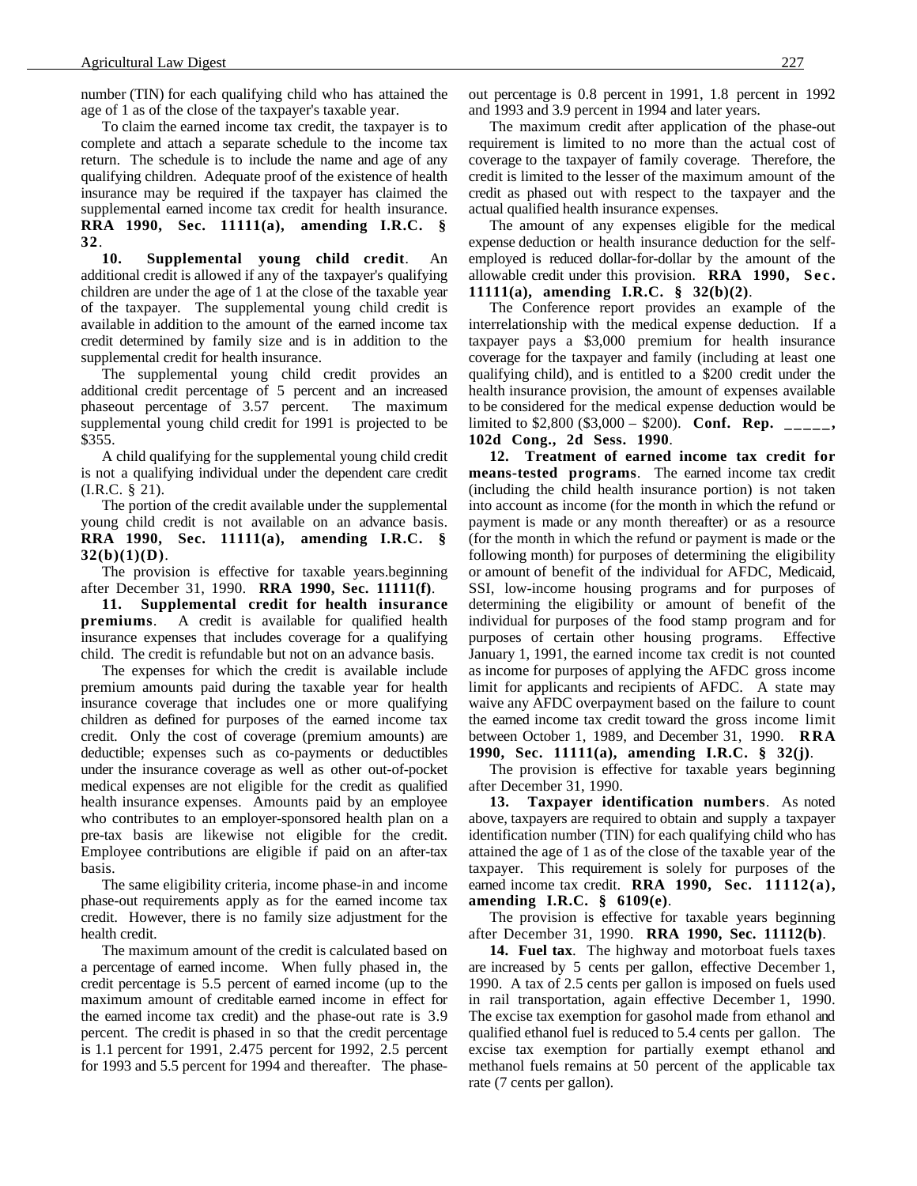number (TIN) for each qualifying child who has attained the age of 1 as of the close of the taxpayer's taxable year.

To claim the earned income tax credit, the taxpayer is to complete and attach a separate schedule to the income tax return. The schedule is to include the name and age of any qualifying children. Adequate proof of the existence of health insurance may be required if the taxpayer has claimed the supplemental earned income tax credit for health insurance. **RRA 1990, Sec. 11111(a), amending I.R.C. § 32**.

**10. Supplemental young child credit**. An additional credit is allowed if any of the taxpayer's qualifying children are under the age of 1 at the close of the taxable year of the taxpayer. The supplemental young child credit is available in addition to the amount of the earned income tax credit determined by family size and is in addition to the supplemental credit for health insurance.

The supplemental young child credit provides an additional credit percentage of 5 percent and an increased phaseout percentage of 3.57 percent. The maximum supplemental young child credit for 1991 is projected to be $355.

A child qualifying for the supplemental young child credit is not a qualifying individual under the dependent care credit (I.R.C. § 21).

The portion of the credit available under the supplemental young child credit is not available on an advance basis. **RRA 1990, Sec. 11111(a), amending I.R.C. § 32(b)(1)(D)**.

The provision is effective for taxable years.beginning after December 31, 1990. **RRA 1990, Sec. 11111(f)**.

**11. Supplemental credit for health insurance premiums**. A credit is available for qualified health insurance expenses that includes coverage for a qualifying child. The credit is refundable but not on an advance basis.

The expenses for which the credit is available include premium amounts paid during the taxable year for health insurance coverage that includes one or more qualifying children as defined for purposes of the earned income tax credit. Only the cost of coverage (premium amounts) are deductible; expenses such as co-payments or deductibles under the insurance coverage as well as other out-of-pocket medical expenses are not eligible for the credit as qualified health insurance expenses. Amounts paid by an employee who contributes to an employer-sponsored health plan on a pre-tax basis are likewise not eligible for the credit. Employee contributions are eligible if paid on an after-tax basis.

The same eligibility criteria, income phase-in and income phase-out requirements apply as for the earned income tax credit. However, there is no family size adjustment for the health credit.

The maximum amount of the credit is calculated based on a percentage of earned income. When fully phased in, the credit percentage is 5.5 percent of earned income (up to the maximum amount of creditable earned income in effect for the earned income tax credit) and the phase-out rate is 3.9 percent. The credit is phased in so that the credit percentage is 1.1 percent for 1991, 2.475 percent for 1992, 2.5 percent for 1993 and 5.5 percent for 1994 and thereafter. The phase-out percentage is 0.8 percent in 1991, 1.8 percent in 1992 and 1993 and 3.9 percent in 1994 and later years.

The maximum credit after application of the phase-out requirement is limited to no more than the actual cost of coverage to the taxpayer of family coverage. Therefore, the credit is limited to the lesser of the maximum amount of the credit as phased out with respect to the taxpayer and the actual qualified health insurance expenses.

The amount of any expenses eligible for the medical expense deduction or health insurance deduction for the self-employed is reduced dollar-for-dollar by the amount of the allowable credit under this provision. **RRA 1990, Sec. 11111(a), amending I.R.C. § 32(b)(2)**.

The Conference report provides an example of the interrelationship with the medical expense deduction. If a taxpayer pays a $3,000 premium for health insurance coverage for the taxpayer and family (including at least one qualifying child), and is entitled to a $200 credit under the health insurance provision, the amount of expenses available to be considered for the medical expense deduction would be limited to $2,800 ($3,000 – $200). **Conf. Rep. _____, 102d Cong., 2d Sess. 1990**.

**12. Treatment of earned income tax credit for means-tested programs**. The earned income tax credit (including the child health insurance portion) is not taken into account as income (for the month in which the refund or payment is made or any month thereafter) or as a resource (for the month in which the refund or payment is made or the following month) for purposes of determining the eligibility or amount of benefit of the individual for AFDC, Medicaid, SSI, low-income housing programs and for purposes of determining the eligibility or amount of benefit of the individual for purposes of the food stamp program and for purposes of certain other housing programs. Effective January 1, 1991, the earned income tax credit is not counted as income for purposes of applying the AFDC gross income limit for applicants and recipients of AFDC. A state may waive any AFDC overpayment based on the failure to count the earned income tax credit toward the gross income limit between October 1, 1989, and December 31, 1990. **RRA 1990, Sec. 11111(a), amending I.R.C. § 32(j)**.

The provision is effective for taxable years beginning after December 31, 1990.

**13. Taxpayer identification numbers**. As noted above, taxpayers are required to obtain and supply a taxpayer identification number (TIN) for each qualifying child who has attained the age of 1 as of the close of the taxable year of the taxpayer. This requirement is solely for purposes of the earned income tax credit. **RRA 1990, Sec. 11112(a), amending I.R.C. § 6109(e)**.

The provision is effective for taxable years beginning after December 31, 1990. **RRA 1990, Sec. 11112(b)**.

**14. Fuel tax**. The highway and motorboat fuels taxes are increased by 5 cents per gallon, effective December 1, 1990. A tax of 2.5 cents per gallon is imposed on fuels used in rail transportation, again effective December 1, 1990. The excise tax exemption for gasohol made from ethanol and qualified ethanol fuel is reduced to 5.4 cents per gallon. The excise tax exemption for partially exempt ethanol and methanol fuels remains at 50 percent of the applicable tax rate (7 cents per gallon).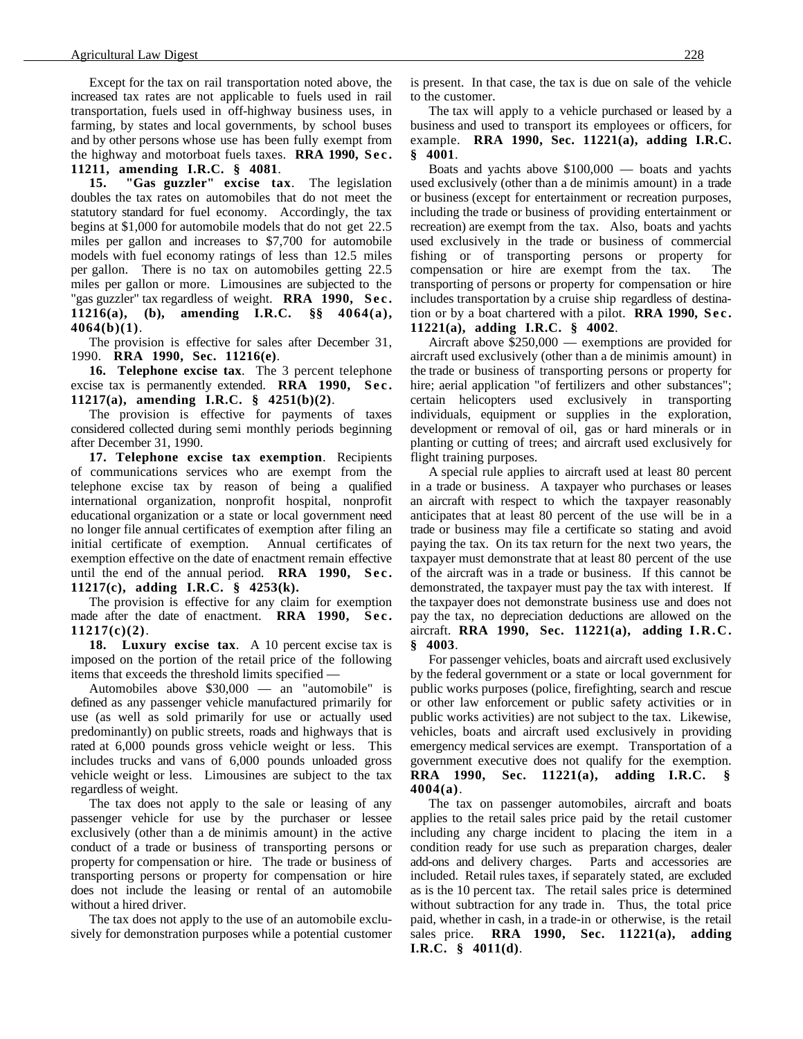Except for the tax on rail transportation noted above, the increased tax rates are not applicable to fuels used in rail transportation, fuels used in off-highway business uses, in farming, by states and local governments, by school buses and by other persons whose use has been fully exempt from the highway and motorboat fuels taxes. **RRA 1990, Sec. 11211, amending I.R.C. § 4081**.

**15. "Gas guzzler" excise tax**. The legislation doubles the tax rates on automobiles that do not meet the statutory standard for fuel economy. Accordingly, the tax begins at $1,000 for automobile models that do not get 22.5 miles per gallon and increases to $7,700 for automobile models with fuel economy ratings of less than 12.5 miles per gallon. There is no tax on automobiles getting 22.5 miles per gallon or more. Limousines are subjected to the "gas guzzler" tax regardless of weight. **RRA 1990, Sec. 11216(a), (b), amending I.R.C. §§ 4064(a), 4064(b)(1)**.

The provision is effective for sales after December 31, 1990. **RRA 1990, Sec. 11216(e)**.

**16. Telephone excise tax**. The 3 percent telephone excise tax is permanently extended. **RRA 1990, Sec. 11217(a), amending I.R.C. § 4251(b)(2)**.

The provision is effective for payments of taxes considered collected during semi monthly periods beginning after December 31, 1990.

**17. Telephone excise tax exemption**. Recipients of communications services who are exempt from the telephone excise tax by reason of being a qualified international organization, nonprofit hospital, nonprofit educational organization or a state or local government need no longer file annual certificates of exemption after filing an initial certificate of exemption. Annual certificates of exemption effective on the date of enactment remain effective until the end of the annual period. **RRA 1990, Sec. 11217(c), adding I.R.C. § 4253(k).**

The provision is effective for any claim for exemption made after the date of enactment. **RRA 1990, Sec. 11217(c)(2)**.

**18. Luxury excise tax**. A 10 percent excise tax is imposed on the portion of the retail price of the following items that exceeds the threshold limits specified —

Automobiles above $30,000 — an "automobile" is defined as any passenger vehicle manufactured primarily for use (as well as sold primarily for use or actually used predominantly) on public streets, roads and highways that is rated at 6,000 pounds gross vehicle weight or less. This includes trucks and vans of 6,000 pounds unloaded gross vehicle weight or less. Limousines are subject to the tax regardless of weight.

The tax does not apply to the sale or leasing of any passenger vehicle for use by the purchaser or lessee exclusively (other than a de minimis amount) in the active conduct of a trade or business of transporting persons or property for compensation or hire. The trade or business of transporting persons or property for compensation or hire does not include the leasing or rental of an automobile without a hired driver.

The tax does not apply to the use of an automobile exclusively for demonstration purposes while a potential customer is present. In that case, the tax is due on sale of the vehicle to the customer.

The tax will apply to a vehicle purchased or leased by a business and used to transport its employees or officers, for example. **RRA 1990, Sec. 11221(a), adding I.R.C. § 4001**.

Boats and yachts above $100,000 — boats and yachts used exclusively (other than a de minimis amount) in a trade or business (except for entertainment or recreation purposes, including the trade or business of providing entertainment or recreation) are exempt from the tax. Also, boats and yachts used exclusively in the trade or business of commercial fishing or of transporting persons or property for compensation or hire are exempt from the tax. The transporting of persons or property for compensation or hire includes transportation by a cruise ship regardless of destination or by a boat chartered with a pilot. **RRA 1990, Sec. 11221(a), adding I.R.C. § 4002**.

Aircraft above $250,000 — exemptions are provided for aircraft used exclusively (other than a de minimis amount) in the trade or business of transporting persons or property for hire; aerial application "of fertilizers and other substances"; certain helicopters used exclusively in transporting individuals, equipment or supplies in the exploration, development or removal of oil, gas or hard minerals or in planting or cutting of trees; and aircraft used exclusively for flight training purposes.

A special rule applies to aircraft used at least 80 percent in a trade or business. A taxpayer who purchases or leases an aircraft with respect to which the taxpayer reasonably anticipates that at least 80 percent of the use will be in a trade or business may file a certificate so stating and avoid paying the tax. On its tax return for the next two years, the taxpayer must demonstrate that at least 80 percent of the use of the aircraft was in a trade or business. If this cannot be demonstrated, the taxpayer must pay the tax with interest. If the taxpayer does not demonstrate business use and does not pay the tax, no depreciation deductions are allowed on the aircraft. **RRA 1990, Sec. 11221(a), adding I.R.C. § 4003**.

For passenger vehicles, boats and aircraft used exclusively by the federal government or a state or local government for public works purposes (police, firefighting, search and rescue or other law enforcement or public safety activities or in public works activities) are not subject to the tax. Likewise, vehicles, boats and aircraft used exclusively in providing emergency medical services are exempt. Transportation of a government executive does not qualify for the exemption. **RRA 1990, Sec. 11221(a), adding I.R.C. § 4004(a)**.

The tax on passenger automobiles, aircraft and boats applies to the retail sales price paid by the retail customer including any charge incident to placing the item in a condition ready for use such as preparation charges, dealer add-ons and delivery charges. Parts and accessories are included. Retail rules taxes, if separately stated, are excluded as is the 10 percent tax. The retail sales price is determined without subtraction for any trade in. Thus, the total price paid, whether in cash, in a trade-in or otherwise, is the retail sales price. **RRA 1990, Sec. 11221(a), adding I.R.C. § 4011(d)**.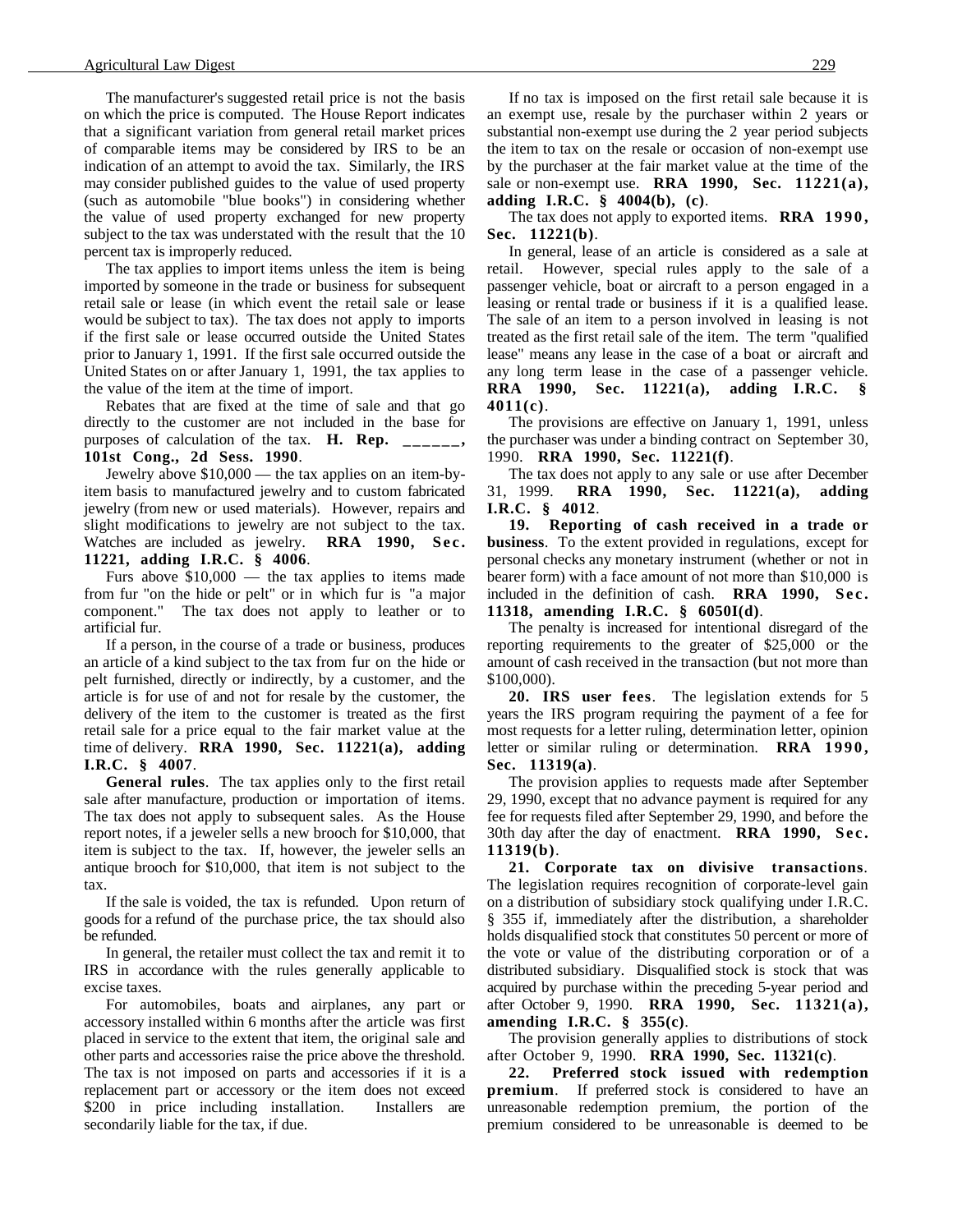The manufacturer's suggested retail price is not the basis on which the price is computed. The House Report indicates that a significant variation from general retail market prices of comparable items may be considered by IRS to be an indication of an attempt to avoid the tax. Similarly, the IRS may consider published guides to the value of used property (such as automobile "blue books") in considering whether the value of used property exchanged for new property subject to the tax was understated with the result that the 10 percent tax is improperly reduced.

The tax applies to import items unless the item is being imported by someone in the trade or business for subsequent retail sale or lease (in which event the retail sale or lease would be subject to tax). The tax does not apply to imports if the first sale or lease occurred outside the United States prior to January 1, 1991. If the first sale occurred outside the United States on or after January 1, 1991, the tax applies to the value of the item at the time of import.

Rebates that are fixed at the time of sale and that go directly to the customer are not included in the base for purposes of calculation of the tax. **H. Rep. ______, 101st Cong., 2d Sess. 1990**.

Jewelry above $10,000 — the tax applies on an item-by-item basis to manufactured jewelry and to custom fabricated jewelry (from new or used materials). However, repairs and slight modifications to jewelry are not subject to the tax. Watches are included as jewelry. **RRA 1990, Sec. 11221, adding I.R.C. § 4006**.

Furs above $10,000 — the tax applies to items made from fur "on the hide or pelt" or in which fur is "a major component." The tax does not apply to leather or to artificial fur.

If a person, in the course of a trade or business, produces an article of a kind subject to the tax from fur on the hide or pelt furnished, directly or indirectly, by a customer, and the article is for use of and not for resale by the customer, the delivery of the item to the customer is treated as the first retail sale for a price equal to the fair market value at the time of delivery. **RRA 1990, Sec. 11221(a), adding I.R.C. § 4007**.

**General rules**. The tax applies only to the first retail sale after manufacture, production or importation of items. The tax does not apply to subsequent sales. As the House report notes, if a jeweler sells a new brooch for $10,000, that item is subject to the tax. If, however, the jeweler sells an antique brooch for $10,000, that item is not subject to the tax.

If the sale is voided, the tax is refunded. Upon return of goods for a refund of the purchase price, the tax should also be refunded.

In general, the retailer must collect the tax and remit it to IRS in accordance with the rules generally applicable to excise taxes.

For automobiles, boats and airplanes, any part or accessory installed within 6 months after the article was first placed in service to the extent that item, the original sale and other parts and accessories raise the price above the threshold. The tax is not imposed on parts and accessories if it is a replacement part or accessory or the item does not exceed $200 in price including installation. Installers are secondarily liable for the tax, if due.

If no tax is imposed on the first retail sale because it is an exempt use, resale by the purchaser within 2 years or substantial non-exempt use during the 2 year period subjects the item to tax on the resale or occasion of non-exempt use by the purchaser at the fair market value at the time of the sale or non-exempt use. **RRA 1990, Sec. 11221(a), adding I.R.C. § 4004(b), (c)**.

The tax does not apply to exported items. **RRA 1990, Sec. 11221(b)**.

In general, lease of an article is considered as a sale at retail. However, special rules apply to the sale of a passenger vehicle, boat or aircraft to a person engaged in a leasing or rental trade or business if it is a qualified lease. The sale of an item to a person involved in leasing is not treated as the first retail sale of the item. The term "qualified lease" means any lease in the case of a boat or aircraft and any long term lease in the case of a passenger vehicle. **RRA 1990, Sec. 11221(a), adding I.R.C. § 4011(c)**.

The provisions are effective on January 1, 1991, unless the purchaser was under a binding contract on September 30, 1990. **RRA 1990, Sec. 11221(f)**.

The tax does not apply to any sale or use after December 31, 1999. **RRA 1990, Sec. 11221(a), adding I.R.C. § 4012**.

**19. Reporting of cash received in a trade or business**. To the extent provided in regulations, except for personal checks any monetary instrument (whether or not in bearer form) with a face amount of not more than $10,000 is included in the definition of cash. **RRA 1990, Sec. 11318, amending I.R.C. § 6050I(d)**.

The penalty is increased for intentional disregard of the reporting requirements to the greater of $25,000 or the amount of cash received in the transaction (but not more than $100,000).

**20. IRS user fees**. The legislation extends for 5 years the IRS program requiring the payment of a fee for most requests for a letter ruling, determination letter, opinion letter or similar ruling or determination. **RRA 1990, Sec. 11319(a)**.

The provision applies to requests made after September 29, 1990, except that no advance payment is required for any fee for requests filed after September 29, 1990, and before the 30th day after the day of enactment. **RRA 1990, Sec. 11319(b)**.

**21. Corporate tax on divisive transactions**. The legislation requires recognition of corporate-level gain on a distribution of subsidiary stock qualifying under I.R.C. § 355 if, immediately after the distribution, a shareholder holds disqualified stock that constitutes 50 percent or more of the vote or value of the distributing corporation or of a distributed subsidiary. Disqualified stock is stock that was acquired by purchase within the preceding 5-year period and after October 9, 1990. **RRA 1990, Sec. 11321(a), amending I.R.C. § 355(c)**.

The provision generally applies to distributions of stock after October 9, 1990. **RRA 1990, Sec. 11321(c)**.

**22. Preferred stock issued with redemption premium**. If preferred stock is considered to have an unreasonable redemption premium, the portion of the premium considered to be unreasonable is deemed to be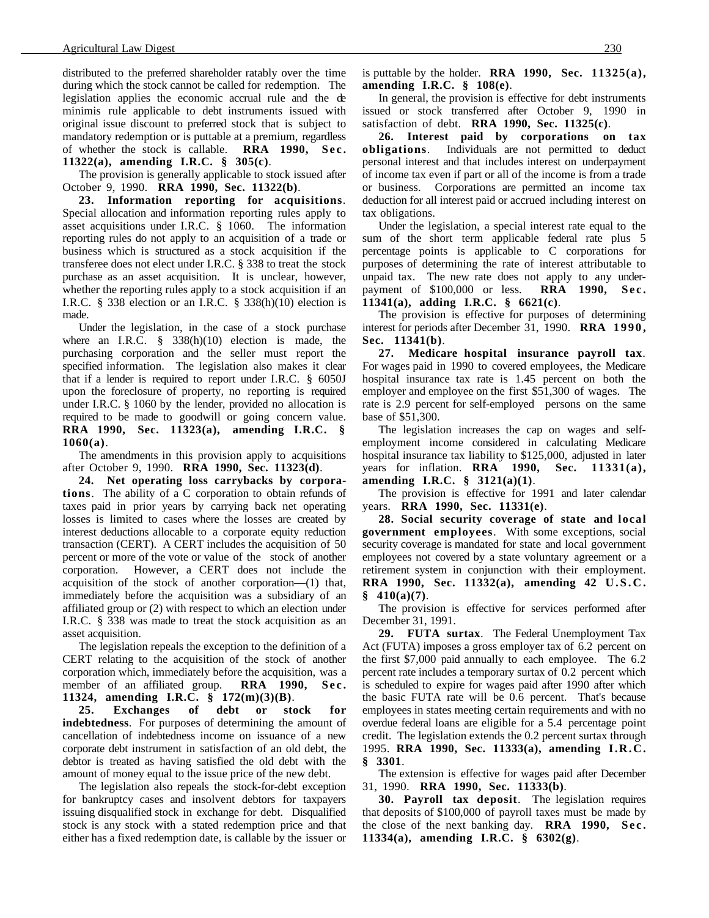distributed to the preferred shareholder ratably over the time during which the stock cannot be called for redemption. The legislation applies the economic accrual rule and the de minimis rule applicable to debt instruments issued with original issue discount to preferred stock that is subject to mandatory redemption or is puttable at a premium, regardless of whether the stock is callable. **RRA 1990, Sec. 11322(a), amending I.R.C. § 305(c)**.

The provision is generally applicable to stock issued after October 9, 1990. **RRA 1990, Sec. 11322(b)**.

**23. Information reporting for acquisitions**. Special allocation and information reporting rules apply to asset acquisitions under I.R.C. § 1060. The information reporting rules do not apply to an acquisition of a trade or business which is structured as a stock acquisition if the transferee does not elect under I.R.C. § 338 to treat the stock purchase as an asset acquisition. It is unclear, however, whether the reporting rules apply to a stock acquisition if an I.R.C. § 338 election or an I.R.C. § 338(h)(10) election is made.

Under the legislation, in the case of a stock purchase where an I.R.C. § 338(h)(10) election is made, the purchasing corporation and the seller must report the specified information. The legislation also makes it clear that if a lender is required to report under I.R.C. § 6050J upon the foreclosure of property, no reporting is required under I.R.C. § 1060 by the lender, provided no allocation is required to be made to goodwill or going concern value. **RRA 1990, Sec. 11323(a), amending I.R.C. § 1060(a)**.

The amendments in this provision apply to acquisitions after October 9, 1990. **RRA 1990, Sec. 11323(d)**.

**24. Net operating loss carrybacks by corporations**. The ability of a C corporation to obtain refunds of taxes paid in prior years by carrying back net operating losses is limited to cases where the losses are created by interest deductions allocable to a corporate equity reduction transaction (CERT). A CERT includes the acquisition of 50 percent or more of the vote or value of the stock of another corporation. However, a CERT does not include the acquisition of the stock of another corporation—(1) that, immediately before the acquisition was a subsidiary of an affiliated group or (2) with respect to which an election under I.R.C. § 338 was made to treat the stock acquisition as an asset acquisition.

The legislation repeals the exception to the definition of a CERT relating to the acquisition of the stock of another corporation which, immediately before the acquisition, was a member of an affiliated group. **RRA 1990, Sec. 11324, amending I.R.C. § 172(m)(3)(B)**.

**25. Exchanges of debt or stock for indebtedness**. For purposes of determining the amount of cancellation of indebtedness income on issuance of a new corporate debt instrument in satisfaction of an old debt, the debtor is treated as having satisfied the old debt with the amount of money equal to the issue price of the new debt.

The legislation also repeals the stock-for-debt exception for bankruptcy cases and insolvent debtors for taxpayers issuing disqualified stock in exchange for debt. Disqualified stock is any stock with a stated redemption price and that either has a fixed redemption date, is callable by the issuer or is puttable by the holder. **RRA 1990, Sec. 11325(a), amending I.R.C. § 108(e)**.

In general, the provision is effective for debt instruments issued or stock transferred after October 9, 1990 in satisfaction of debt. **RRA 1990, Sec. 11325(c)**.

**26. Interest paid by corporations on tax obligations**. Individuals are not permitted to deduct personal interest and that includes interest on underpayment of income tax even if part or all of the income is from a trade or business. Corporations are permitted an income tax deduction for all interest paid or accrued including interest on tax obligations.

Under the legislation, a special interest rate equal to the sum of the short term applicable federal rate plus 5 percentage points is applicable to C corporations for purposes of determining the rate of interest attributable to unpaid tax. The new rate does not apply to any underpayment of $100,000 or less. **RRA 1990, Sec. 11341(a), adding I.R.C. § 6621(c)**.

The provision is effective for purposes of determining interest for periods after December 31, 1990. **RRA 1990, Sec. 11341(b)**.

**27. Medicare hospital insurance payroll tax**. For wages paid in 1990 to covered employees, the Medicare hospital insurance tax rate is 1.45 percent on both the employer and employee on the first $51,300 of wages. The rate is 2.9 percent for self-employed persons on the same base of $51,300.

The legislation increases the cap on wages and self-employment income considered in calculating Medicare hospital insurance tax liability to $125,000, adjusted in later years for inflation. **RRA 1990, Sec. 11331(a), amending I.R.C. § 3121(a)(1)**.

The provision is effective for 1991 and later calendar years. **RRA 1990, Sec. 11331(e)**.

**28. Social security coverage of state and local government employees**. With some exceptions, social security coverage is mandated for state and local government employees not covered by a state voluntary agreement or a retirement system in conjunction with their employment. **RRA 1990, Sec. 11332(a), amending 42 U.S.C. § 410(a)(7)**.

The provision is effective for services performed after December 31, 1991.

**29. FUTA surtax**. The Federal Unemployment Tax Act (FUTA) imposes a gross employer tax of 6.2 percent on the first $7,000 paid annually to each employee. The 6.2 percent rate includes a temporary surtax of 0.2 percent which is scheduled to expire for wages paid after 1990 after which the basic FUTA rate will be 0.6 percent. That's because employees in states meeting certain requirements and with no overdue federal loans are eligible for a 5.4 percentage point credit. The legislation extends the 0.2 percent surtax through 1995. **RRA 1990, Sec. 11333(a), amending I.R.C. § 3301**.

The extension is effective for wages paid after December 31, 1990. **RRA 1990, Sec. 11333(b)**.

**30. Payroll tax deposit**. The legislation requires that deposits of $100,000 of payroll taxes must be made by the close of the next banking day. **RRA 1990, Sec. 11334(a), amending I.R.C. § 6302(g)**.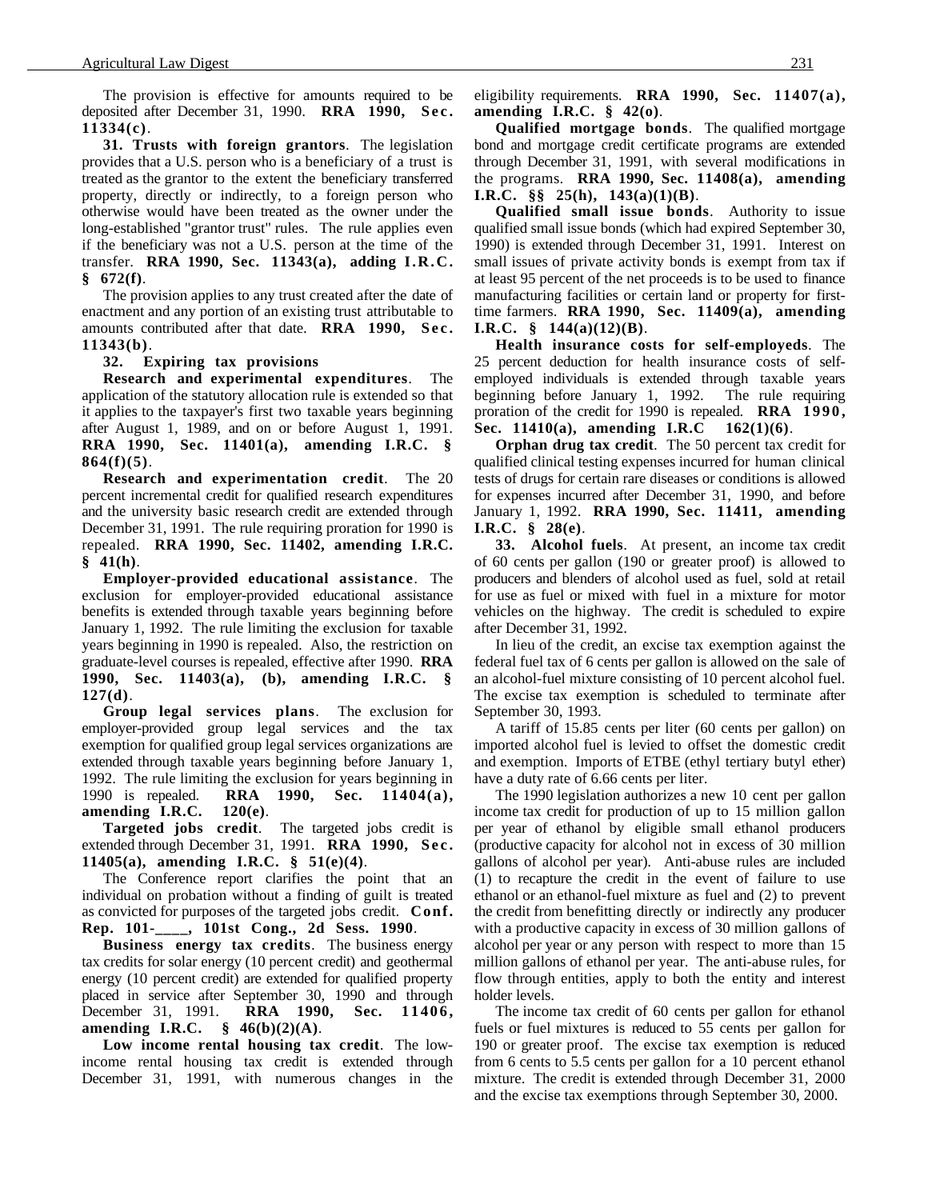The provision is effective for amounts required to be deposited after December 31, 1990. **RRA 1990, Sec. 11334(c)**.

**31. Trusts with foreign grantors**. The legislation provides that a U.S. person who is a beneficiary of a trust is treated as the grantor to the extent the beneficiary transferred property, directly or indirectly, to a foreign person who otherwise would have been treated as the owner under the long-established "grantor trust" rules. The rule applies even if the beneficiary was not a U.S. person at the time of the transfer. **RRA 1990, Sec. 11343(a), adding I.R.C. § 672(f)**.

The provision applies to any trust created after the date of enactment and any portion of an existing trust attributable to amounts contributed after that date. **RRA 1990, Sec. 11343(b)**.

**32. Expiring tax provisions**

**Research and experimental expenditures**. The application of the statutory allocation rule is extended so that it applies to the taxpayer's first two taxable years beginning after August 1, 1989, and on or before August 1, 1991. **RRA 1990, Sec. 11401(a), amending I.R.C. § 864(f)(5)**.

**Research and experimentation credit**. The 20 percent incremental credit for qualified research expenditures and the university basic research credit are extended through December 31, 1991. The rule requiring proration for 1990 is repealed. **RRA 1990, Sec. 11402, amending I.R.C. § 41(h)**.

**Employer-provided educational assistance**. The exclusion for employer-provided educational assistance benefits is extended through taxable years beginning before January 1, 1992. The rule limiting the exclusion for taxable years beginning in 1990 is repealed. Also, the restriction on graduate-level courses is repealed, effective after 1990. **RRA 1990, Sec. 11403(a), (b), amending I.R.C. § 127(d)**.

**Group legal services plans**. The exclusion for employer-provided group legal services and the tax exemption for qualified group legal services organizations are extended through taxable years beginning before January 1, 1992. The rule limiting the exclusion for years beginning in 1990 is repealed. **RRA 1990, Sec. 11404(a), amending I.R.C. 120(e)**.

**Targeted jobs credit**. The targeted jobs credit is extended through December 31, 1991. **RRA 1990, Sec. 11405(a), amending I.R.C. § 51(e)(4)**.

The Conference report clarifies the point that an individual on probation without a finding of guilt is treated as convicted for purposes of the targeted jobs credit. **Conf. Rep. 101-____, 101st Cong., 2d Sess. 1990**.

**Business energy tax credits**. The business energy tax credits for solar energy (10 percent credit) and geothermal energy (10 percent credit) are extended for qualified property placed in service after September 30, 1990 and through December 31, 1991. **RRA 1990, Sec. 11406, amending I.R.C. § 46(b)(2)(A)**.

**Low income rental housing tax credit**. The low-income rental housing tax credit is extended through December 31, 1991, with numerous changes in the eligibility requirements. **RRA 1990, Sec. 11407(a), amending I.R.C. § 42(o)**.

**Qualified mortgage bonds**. The qualified mortgage bond and mortgage credit certificate programs are extended through December 31, 1991, with several modifications in the programs. **RRA 1990, Sec. 11408(a), amending I.R.C. §§ 25(h), 143(a)(1)(B)**.

**Qualified small issue bonds**. Authority to issue qualified small issue bonds (which had expired September 30, 1990) is extended through December 31, 1991. Interest on small issues of private activity bonds is exempt from tax if at least 95 percent of the net proceeds is to be used to finance manufacturing facilities or certain land or property for first-time farmers. **RRA 1990, Sec. 11409(a), amending I.R.C. § 144(a)(12)(B)**.

**Health insurance costs for self-employeds**. The 25 percent deduction for health insurance costs of self-employed individuals is extended through taxable years beginning before January 1, 1992. The rule requiring proration of the credit for 1990 is repealed. **RRA 1990, Sec. 11410(a), amending I.R.C 162(1)(6)**.

**Orphan drug tax credit**. The 50 percent tax credit for qualified clinical testing expenses incurred for human clinical tests of drugs for certain rare diseases or conditions is allowed for expenses incurred after December 31, 1990, and before January 1, 1992. **RRA 1990, Sec. 11411, amending I.R.C. § 28(e)**.

**33. Alcohol fuels**. At present, an income tax credit of 60 cents per gallon (190 or greater proof) is allowed to producers and blenders of alcohol used as fuel, sold at retail for use as fuel or mixed with fuel in a mixture for motor vehicles on the highway. The credit is scheduled to expire after December 31, 1992.

In lieu of the credit, an excise tax exemption against the federal fuel tax of 6 cents per gallon is allowed on the sale of an alcohol-fuel mixture consisting of 10 percent alcohol fuel. The excise tax exemption is scheduled to terminate after September 30, 1993.

A tariff of 15.85 cents per liter (60 cents per gallon) on imported alcohol fuel is levied to offset the domestic credit and exemption. Imports of ETBE (ethyl tertiary butyl ether) have a duty rate of 6.66 cents per liter.

The 1990 legislation authorizes a new 10 cent per gallon income tax credit for production of up to 15 million gallon per year of ethanol by eligible small ethanol producers (productive capacity for alcohol not in excess of 30 million gallons of alcohol per year). Anti-abuse rules are included (1) to recapture the credit in the event of failure to use ethanol or an ethanol-fuel mixture as fuel and (2) to prevent the credit from benefitting directly or indirectly any producer with a productive capacity in excess of 30 million gallons of alcohol per year or any person with respect to more than 15 million gallons of ethanol per year. The anti-abuse rules, for flow through entities, apply to both the entity and interest holder levels.

The income tax credit of 60 cents per gallon for ethanol fuels or fuel mixtures is reduced to 55 cents per gallon for 190 or greater proof. The excise tax exemption is reduced from 6 cents to 5.5 cents per gallon for a 10 percent ethanol mixture. The credit is extended through December 31, 2000 and the excise tax exemptions through September 30, 2000.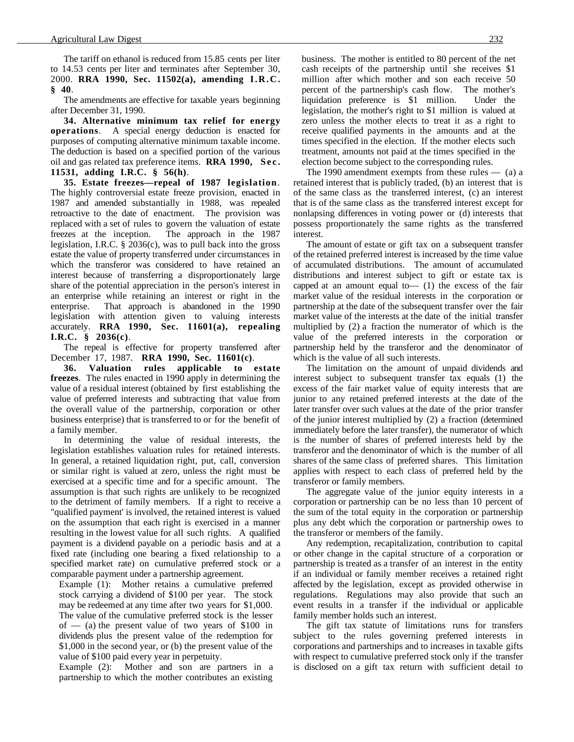The tariff on ethanol is reduced from 15.85 cents per liter to 14.53 cents per liter and terminates after September 30, 2000. **RRA 1990, Sec. 11502(a), amending I.R.C. § 40**.

The amendments are effective for taxable years beginning after December 31, 1990.

**34. Alternative minimum tax relief for energy operations**. A special energy deduction is enacted for purposes of computing alternative minimum taxable income. The deduction is based on a specified portion of the various oil and gas related tax preference items. **RRA 1990, Sec. 11531, adding I.R.C. § 56(h)**.

**35. Estate freezes—repeal of 1987 legislation**. The highly controversial estate freeze provision, enacted in 1987 and amended substantially in 1988, was repealed retroactive to the date of enactment. The provision was replaced with a set of rules to govern the valuation of estate freezes at the inception. The approach in the 1987 legislation, I.R.C. § 2036(c), was to pull back into the gross estate the value of property transferred under circumstances in which the transferor was considered to have retained an interest because of transferring a disproportionately large share of the potential appreciation in the person's interest in an enterprise while retaining an interest or right in the enterprise. That approach is abandoned in the 1990 legislation with attention given to valuing interests accurately. **RRA 1990, Sec. 11601(a), repealing I.R.C. § 2036(c)**.

The repeal is effective for property transferred after December 17, 1987. **RRA 1990, Sec. 11601(c)**.

**36. Valuation rules applicable to estate freezes**. The rules enacted in 1990 apply in determining the value of a residual interest (obtained by first establishing the value of preferred interests and subtracting that value from the overall value of the partnership, corporation or other business enterprise) that is transferred to or for the benefit of a family member.

In determining the value of residual interests, the legislation establishes valuation rules for retained interests. In general, a retained liquidation right, put, call, conversion or similar right is valued at zero, unless the right must be exercised at a specific time and for a specific amount. The assumption is that such rights are unlikely to be recognized to the detriment of family members. If a right to receive a "qualified payment' is involved, the retained interest is valued on the assumption that each right is exercised in a manner resulting in the lowest value for all such rights. A qualified payment is a dividend payable on a periodic basis and at a fixed rate (including one bearing a fixed relationship to a specified market rate) on cumulative preferred stock or a comparable payment under a partnership agreement.

> Example (1): Mother retains a cumulative preferred stock carrying a dividend of $100 per year. The stock may be redeemed at any time after two years for $1,000. The value of the cumulative preferred stock is the lesser of — (a) the present value of two years of $100 in dividends plus the present value of the redemption for $1,000 in the second year, or (b) the present value of the value of $100 paid every year in perpetuity.
>
> Example (2): Mother and son are partners in a partnership to which the mother contributes an existing business. The mother is entitled to 80 percent of the net cash receipts of the partnership until she receives $1 million after which mother and son each receive 50 percent of the partnership's cash flow. The mother's liquidation preference is $1 million. Under the legislation, the mother's right to $1 million is valued at zero unless the mother elects to treat it as a right to receive qualified payments in the amounts and at the times specified in the election. If the mother elects such treatment, amounts not paid at the times specified in the election become subject to the corresponding rules.

The 1990 amendment exempts from these rules — (a) a retained interest that is publicly traded, (b) an interest that is of the same class as the transferred interest, (c) an interest that is of the same class as the transferred interest except for nonlapsing differences in voting power or (d) interests that possess proportionately the same rights as the transferred interest.

The amount of estate or gift tax on a subsequent transfer of the retained preferred interest is increased by the time value of accumulated distributions. The amount of accumulated distributions and interest subject to gift or estate tax is capped at an amount equal to— (1) the excess of the fair market value of the residual interests in the corporation or partnership at the date of the subsequent transfer over the fair market value of the interests at the date of the initial transfer multiplied by (2) a fraction the numerator of which is the value of the preferred interests in the corporation or partnership held by the transferor and the denominator of which is the value of all such interests.

The limitation on the amount of unpaid dividends and interest subject to subsequent transfer tax equals (1) the excess of the fair market value of equity interests that are junior to any retained preferred interests at the date of the later transfer over such values at the date of the prior transfer of the junior interest multiplied by (2) a fraction (determined immediately before the later transfer), the numerator of which is the number of shares of preferred interests held by the transferor and the denominator of which is the number of all shares of the same class of preferred shares. This limitation applies with respect to each class of preferred held by the transferor or family members.

The aggregate value of the junior equity interests in a corporation or partnership can be no less than 10 percent of the sum of the total equity in the corporation or partnership plus any debt which the corporation or partnership owes to the transferor or members of the family.

Any redemption, recapitalization, contribution to capital or other change in the capital structure of a corporation or partnership is treated as a transfer of an interest in the entity if an individual or family member receives a retained right affected by the legislation, except as provided otherwise in regulations. Regulations may also provide that such an event results in a transfer if the individual or applicable family member holds such an interest.

The gift tax statute of limitations runs for transfers subject to the rules governing preferred interests in corporations and partnerships and to increases in taxable gifts with respect to cumulative preferred stock only if the transfer is disclosed on a gift tax return with sufficient detail to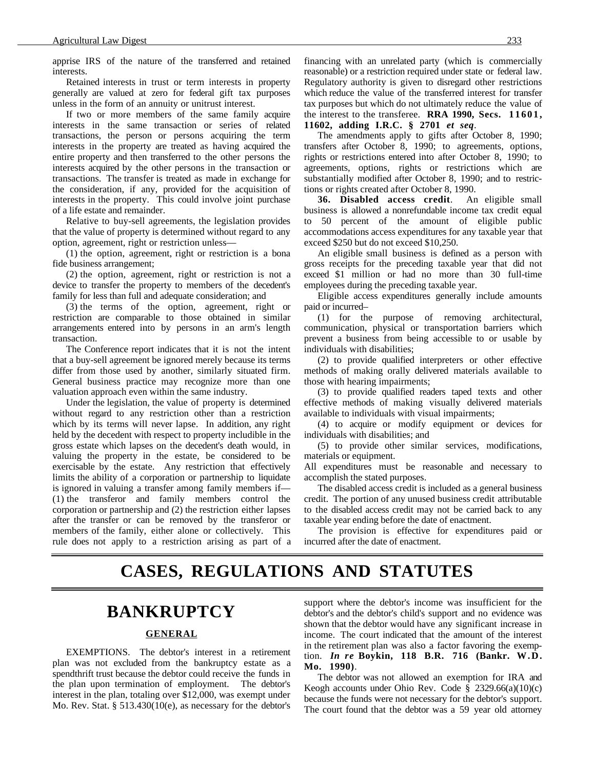apprise IRS of the nature of the transferred and retained interests.

Retained interests in trust or term interests in property generally are valued at zero for federal gift tax purposes unless in the form of an annuity or unitrust interest.

If two or more members of the same family acquire interests in the same transaction or series of related transactions, the person or persons acquiring the term interests in the property are treated as having acquired the entire property and then transferred to the other persons the interests acquired by the other persons in the transaction or transactions. The transfer is treated as made in exchange for the consideration, if any, provided for the acquisition of interests in the property. This could involve joint purchase of a life estate and remainder.

Relative to buy-sell agreements, the legislation provides that the value of property is determined without regard to any option, agreement, right or restriction unless—

(1) the option, agreement, right or restriction is a bona fide business arrangement;

(2) the option, agreement, right or restriction is not a device to transfer the property to members of the decedent's family for less than full and adequate consideration; and

(3) the terms of the option, agreement, right or restriction are comparable to those obtained in similar arrangements entered into by persons in an arm's length transaction.

The Conference report indicates that it is not the intent that a buy-sell agreement be ignored merely because its terms differ from those used by another, similarly situated firm. General business practice may recognize more than one valuation approach even within the same industry.

Under the legislation, the value of property is determined without regard to any restriction other than a restriction which by its terms will never lapse. In addition, any right held by the decedent with respect to property includible in the gross estate which lapses on the decedent's death would, in valuing the property in the estate, be considered to be exercisable by the estate. Any restriction that effectively limits the ability of a corporation or partnership to liquidate is ignored in valuing a transfer among family members if—(1) the transferor and family members control the corporation or partnership and (2) the restriction either lapses after the transfer or can be removed by the transferor or members of the family, either alone or collectively. This rule does not apply to a restriction arising as part of a financing with an unrelated party (which is commercially reasonable) or a restriction required under state or federal law. Regulatory authority is given to disregard other restrictions which reduce the value of the transferred interest for transfer tax purposes but which do not ultimately reduce the value of the interest to the transferee. **RRA 1990, Secs. 11601, 11602, adding I.R.C. § 2701 *et seq*.**

The amendments apply to gifts after October 8, 1990; transfers after October 8, 1990; to agreements, options, rights or restrictions entered into after October 8, 1990; to agreements, options, rights or restrictions which are substantially modified after October 8, 1990; and to restrictions or rights created after October 8, 1990.

**36. Disabled access credit**. An eligible small business is allowed a nonrefundable income tax credit equal to 50 percent of the amount of eligible public accommodations access expenditures for any taxable year that exceed $250 but do not exceed $10,250.

An eligible small business is defined as a person with gross receipts for the preceding taxable year that did not exceed $1 million or had no more than 30 full-time employees during the preceding taxable year.

Eligible access expenditures generally include amounts paid or incurred–

(1) for the purpose of removing architectural, communication, physical or transportation barriers which prevent a business from being accessible to or usable by individuals with disabilities;

(2) to provide qualified interpreters or other effective methods of making orally delivered materials available to those with hearing impairments;

(3) to provide qualified readers taped texts and other effective methods of making visually delivered materials available to individuals with visual impairments;

(4) to acquire or modify equipment or devices for individuals with disabilities; and

(5) to provide other similar services, modifications, materials or equipment.

All expenditures must be reasonable and necessary to accomplish the stated purposes.

The disabled access credit is included as a general business credit. The portion of any unused business credit attributable to the disabled access credit may not be carried back to any taxable year ending before the date of enactment.

The provision is effective for expenditures paid or incurred after the date of enactment.

# CASES, REGULATIONS AND STATUTES

## BANKRUPTCY

### GENERAL

EXEMPTIONS. The debtor's interest in a retirement plan was not excluded from the bankruptcy estate as a spendthrift trust because the debtor could receive the funds in the plan upon termination of employment. The debtor's interest in the plan, totaling over $12,000, was exempt under Mo. Rev. Stat. § 513.430(10(e), as necessary for the debtor's support where the debtor's income was insufficient for the debtor's and the debtor's child's support and no evidence was shown that the debtor would have any significant increase in income. The court indicated that the amount of the interest in the retirement plan was also a factor favoring the exemption. ***In re* Boykin, 118 B.R. 716 (Bankr. W.D. Mo. 1990)**.

The debtor was not allowed an exemption for IRA and Keogh accounts under Ohio Rev. Code § 2329.66(a)(10)(c) because the funds were not necessary for the debtor's support. The court found that the debtor was a 59 year old attorney